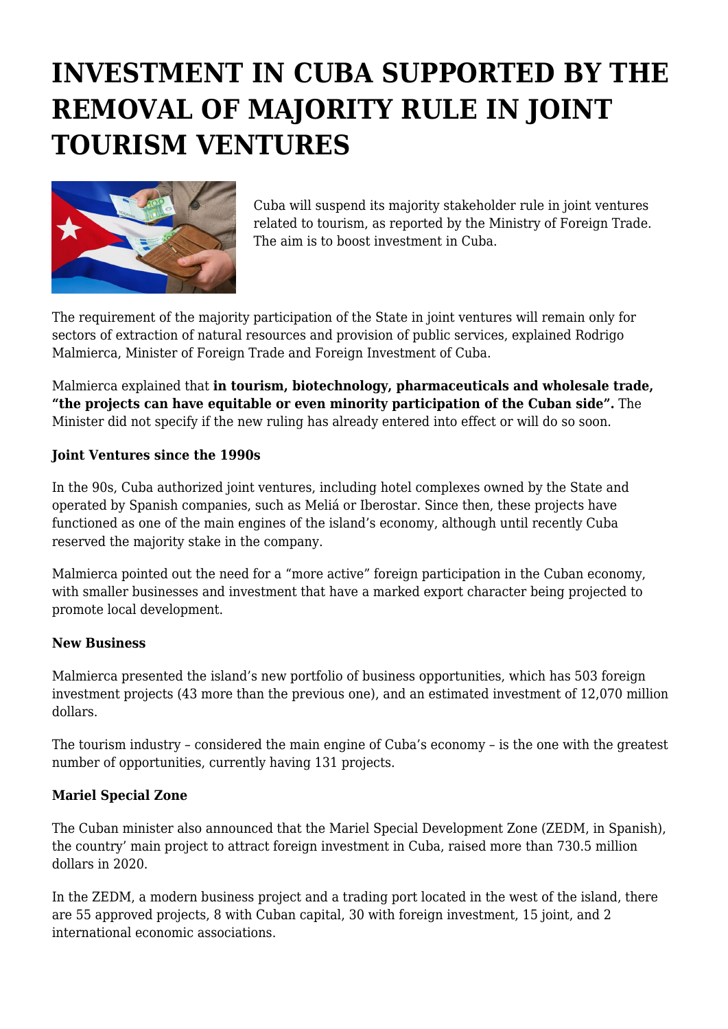# INVESTMENT IN CUBA SUPPORTED BY THE REMOVAL OF MAJORITY RULE IN JOINT TOURISM VENTURES

Cuba will suspend its majority stakeholder rule in joint ventures related to tourism, as reported by the Ministry of Foreign Trade. The aim is to boost investment in Cuba.

The requirement of the majority participation of the State in joint ventures will remain only for sectors of extraction of natural resources and provision of public services, explained Rodrigo Malmierca, Minister of Foreign Trade and Foreign Investment of Cuba.

Malmierca explained that **in tourism, biotechnology, pharmaceuticals and wholesale trade, "the projects can have equitable or even minority participation of the Cuban side".** The Minister did not specify if the new ruling has already entered into effect or will do so soon.

**Joint Ventures since the 1990s**

In the 90s, Cuba authorized joint ventures, including hotel complexes owned by the State and operated by Spanish companies, such as Meliá or Iberostar. Since then, these projects have functioned as one of the main engines of the island's economy, although until recently Cuba reserved the majority stake in the company.

Malmierca pointed out the need for a "more active" foreign participation in the Cuban economy, with smaller businesses and investment that have a marked export character being projected to promote local development.

**New Business**

Malmierca presented the island's new portfolio of business opportunities, which has 503 foreign investment projects (43 more than the previous one), and an estimated investment of 12,070 million dollars.

The tourism industry – considered the main engine of Cuba's economy – is the one with the greatest number of opportunities, currently having 131 projects.

**Mariel Special Zone**

The Cuban minister also announced that the Mariel Special Development Zone (ZEDM, in Spanish), the country' main project to attract foreign investment in Cuba, raised more than 730.5 million dollars in 2020.

In the ZEDM, a modern business project and a trading port located in the west of the island, there are 55 approved projects, 8 with Cuban capital, 30 with foreign investment, 15 joint, and 2 international economic associations.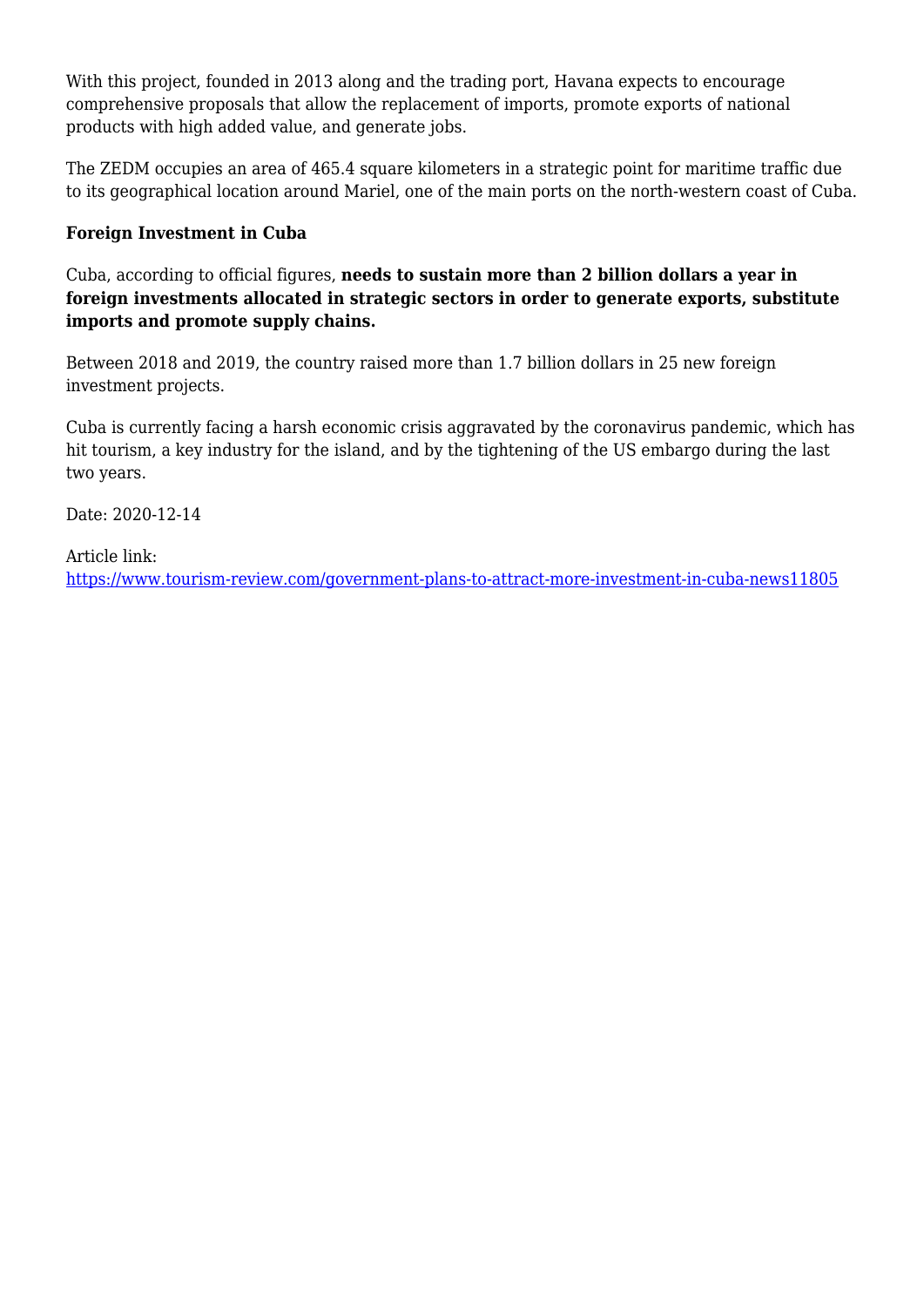With this project, founded in 2013 along and the trading port, Havana expects to encourage comprehensive proposals that allow the replacement of imports, promote exports of national products with high added value, and generate jobs.

The ZEDM occupies an area of 465.4 square kilometers in a strategic point for maritime traffic due to its geographical location around Mariel, one of the main ports on the north-western coast of Cuba.

**Foreign Investment in Cuba**

Cuba, according to official figures, **needs to sustain more than 2 billion dollars a year in foreign investments allocated in strategic sectors in order to generate exports, substitute imports and promote supply chains.**

Between 2018 and 2019, the country raised more than 1.7 billion dollars in 25 new foreign investment projects.

Cuba is currently facing a harsh economic crisis aggravated by the coronavirus pandemic, which has hit tourism, a key industry for the island, and by the tightening of the US embargo during the last two years.

Date: 2020-12-14

Article link:
https://www.tourism-review.com/government-plans-to-attract-more-investment-in-cuba-news11805